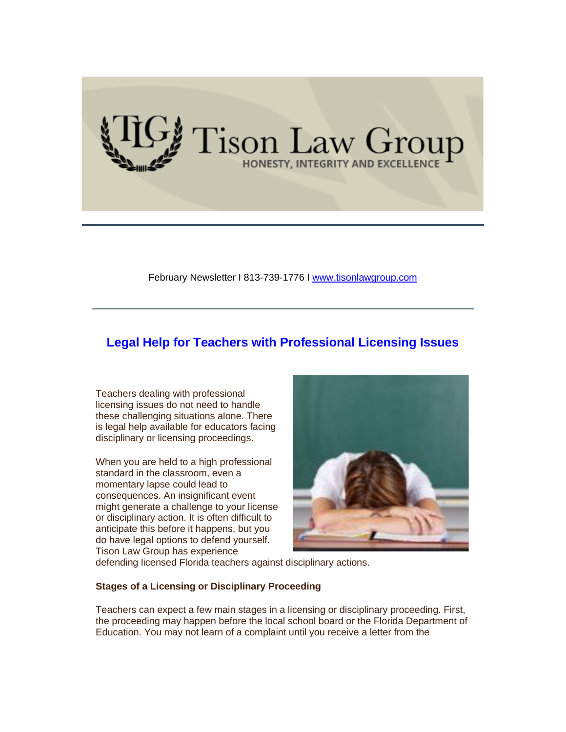Tison Law Group

HONESTY, INTEGRITY AND EXCELLENCE

February Newsletter I 813-739-1776 I www.tisonlawgroup.com

## Legal Help for Teachers with Professional Licensing Issues

Teachers dealing with professional licensing issues do not need to handle these challenging situations alone. There is legal help available for educators facing disciplinary or licensing proceedings.

When you are held to a high professional standard in the classroom, even a momentary lapse could lead to consequences. An insignificant event might generate a challenge to your license or disciplinary action. It is often difficult to anticipate this before it happens, but you do have legal options to defend yourself. Tison Law Group has experience defending licensed Florida teachers against disciplinary actions.

**Stages of a Licensing or Disciplinary Proceeding**

Teachers can expect a few main stages in a licensing or disciplinary proceeding. First, the proceeding may happen before the local school board or the Florida Department of Education. You may not learn of a complaint until you receive a letter from the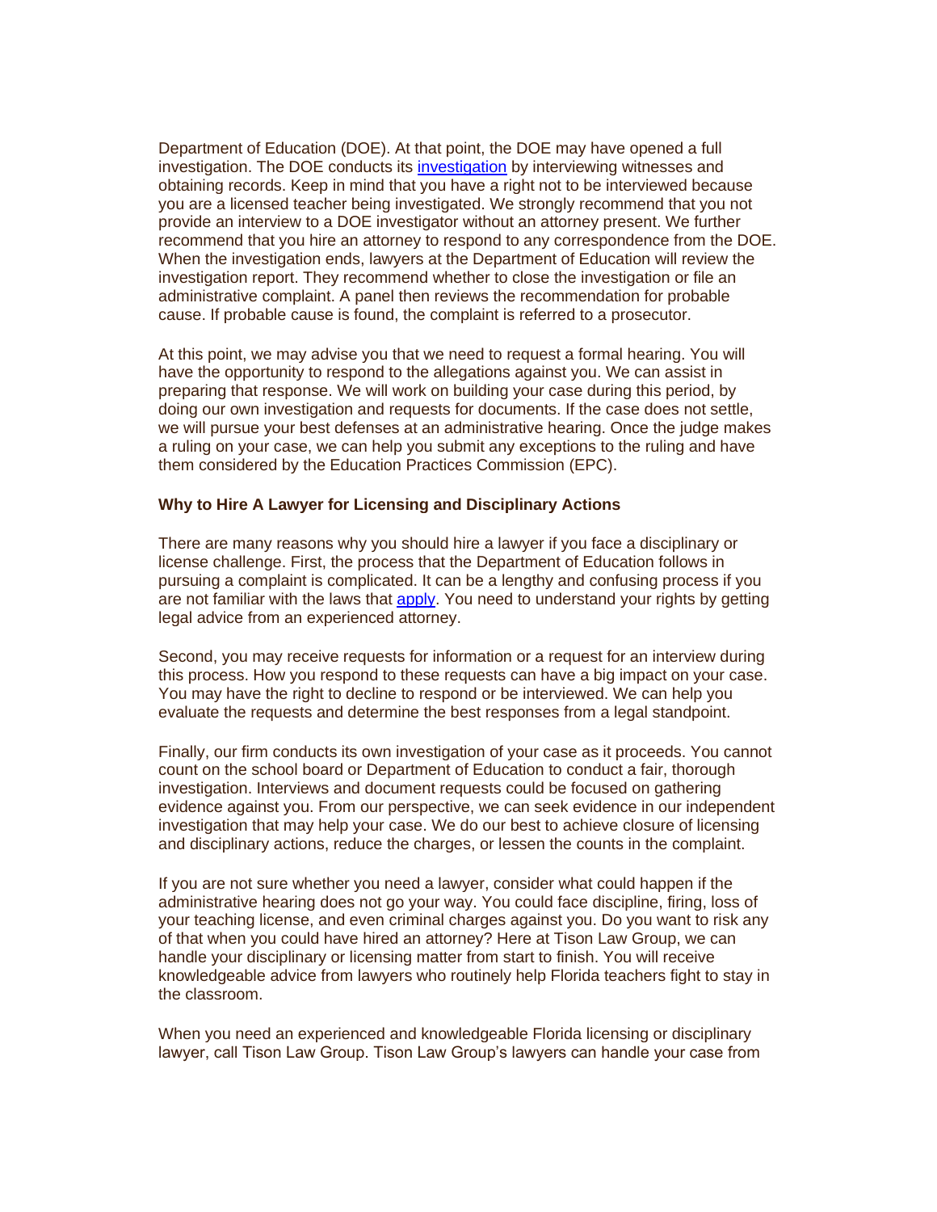Department of Education (DOE). At that point, the DOE may have opened a full investigation. The DOE conducts its investigation by interviewing witnesses and obtaining records. Keep in mind that you have a right not to be interviewed because you are a licensed teacher being investigated. We strongly recommend that you not provide an interview to a DOE investigator without an attorney present. We further recommend that you hire an attorney to respond to any correspondence from the DOE. When the investigation ends, lawyers at the Department of Education will review the investigation report. They recommend whether to close the investigation or file an administrative complaint. A panel then reviews the recommendation for probable cause. If probable cause is found, the complaint is referred to a prosecutor.

At this point, we may advise you that we need to request a formal hearing. You will have the opportunity to respond to the allegations against you. We can assist in preparing that response. We will work on building your case during this period, by doing our own investigation and requests for documents. If the case does not settle, we will pursue your best defenses at an administrative hearing. Once the judge makes a ruling on your case, we can help you submit any exceptions to the ruling and have them considered by the Education Practices Commission (EPC).

**Why to Hire A Lawyer for Licensing and Disciplinary Actions**

There are many reasons why you should hire a lawyer if you face a disciplinary or license challenge. First, the process that the Department of Education follows in pursuing a complaint is complicated. It can be a lengthy and confusing process if you are not familiar with the laws that apply. You need to understand your rights by getting legal advice from an experienced attorney.

Second, you may receive requests for information or a request for an interview during this process. How you respond to these requests can have a big impact on your case. You may have the right to decline to respond or be interviewed. We can help you evaluate the requests and determine the best responses from a legal standpoint.

Finally, our firm conducts its own investigation of your case as it proceeds. You cannot count on the school board or Department of Education to conduct a fair, thorough investigation. Interviews and document requests could be focused on gathering evidence against you. From our perspective, we can seek evidence in our independent investigation that may help your case. We do our best to achieve closure of licensing and disciplinary actions, reduce the charges, or lessen the counts in the complaint.

If you are not sure whether you need a lawyer, consider what could happen if the administrative hearing does not go your way. You could face discipline, firing, loss of your teaching license, and even criminal charges against you. Do you want to risk any of that when you could have hired an attorney? Here at Tison Law Group, we can handle your disciplinary or licensing matter from start to finish. You will receive knowledgeable advice from lawyers who routinely help Florida teachers fight to stay in the classroom.

When you need an experienced and knowledgeable Florida licensing or disciplinary lawyer, call Tison Law Group. Tison Law Group's lawyers can handle your case from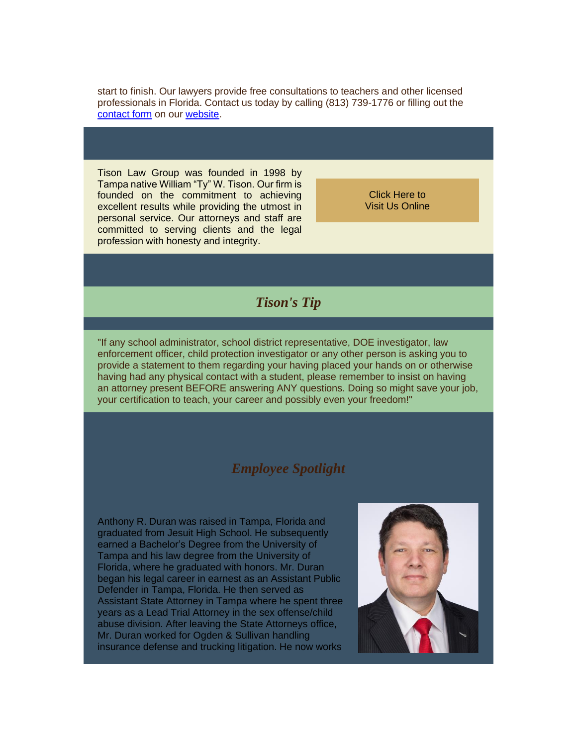start to finish. Our lawyers provide free consultations to teachers and other licensed professionals in Florida. Contact us today by calling (813) 739-1776 or filling out the [contact form]() on our [website]().

Tison Law Group was founded in 1998 by Tampa native William “Ty” W. Tison. Our firm is founded on the commitment to achieving excellent results while providing the utmost in personal service. Our attorneys and staff are committed to serving clients and the legal profession with honesty and integrity.

Click Here to Visit Us Online

## *Tison's Tip*

"If any school administrator, school district representative, DOE investigator, law enforcement officer, child protection investigator or any other person is asking you to provide a statement to them regarding your having placed your hands on or otherwise having had any physical contact with a student, please remember to insist on having an attorney present BEFORE answering ANY questions. Doing so might save your job, your certification to teach, your career and possibly even your freedom!"

## *Employee Spotlight*

Anthony R. Duran was raised in Tampa, Florida and graduated from Jesuit High School. He subsequently earned a Bachelor’s Degree from the University of Tampa and his law degree from the University of Florida, where he graduated with honors. Mr. Duran began his legal career in earnest as an Assistant Public Defender in Tampa, Florida. He then served as Assistant State Attorney in Tampa where he spent three years as a Lead Trial Attorney in the sex offense/child abuse division. After leaving the State Attorneys office, Mr. Duran worked for Ogden & Sullivan handling insurance defense and trucking litigation. He now works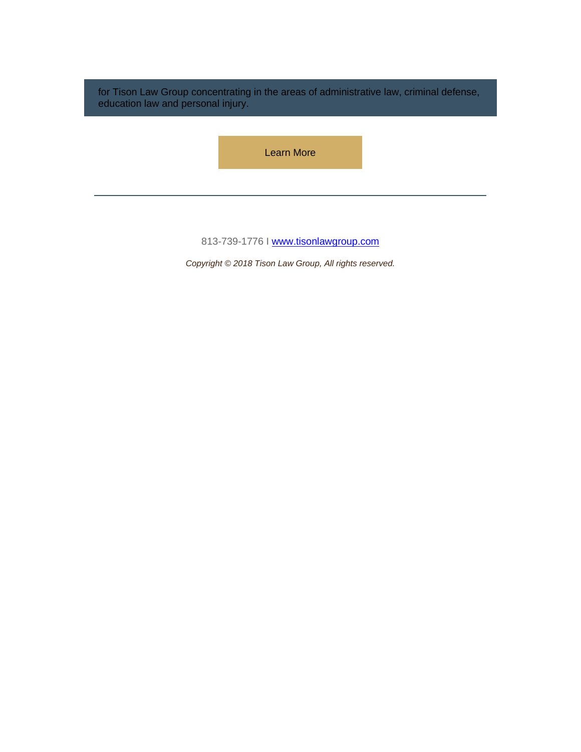for Tison Law Group concentrating in the areas of administrative law, criminal defense, education law and personal injury.

Learn More

---

813-739-1776 I [www.tisonlawgroup.com](http://www.tisonlawgroup.com)

*Copyright © 2018 Tison Law Group, All rights reserved.*